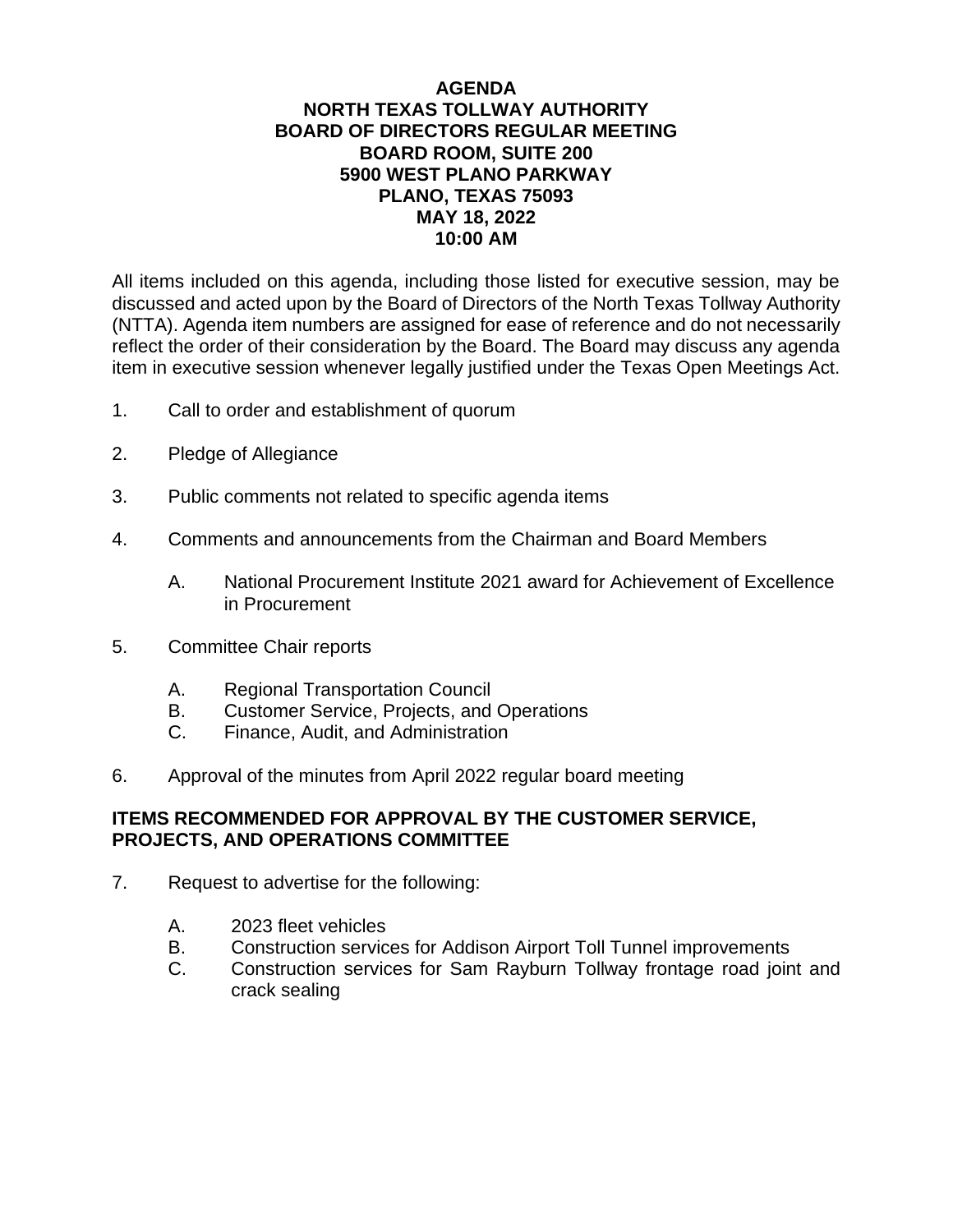# AGENDA
# NORTH TEXAS TOLLWAY AUTHORITY
## BOARD OF DIRECTORS REGULAR MEETING
**BOARD ROOM, SUITE 200**
**5900 WEST PLANO PARKWAY**
**PLANO, TEXAS 75093**
**MAY 18, 2022**
**10:00 AM**

All items included on this agenda, including those listed for executive session, may be discussed and acted upon by the Board of Directors of the North Texas Tollway Authority (NTTA). Agenda item numbers are assigned for ease of reference and do not necessarily reflect the order of their consideration by the Board. The Board may discuss any agenda item in executive session whenever legally justified under the Texas Open Meetings Act.

1. Call to order and establishment of quorum

2. Pledge of Allegiance

3. Public comments not related to specific agenda items

4. Comments and announcements from the Chairman and Board Members

    A. National Procurement Institute 2021 award for Achievement of Excellence in Procurement

5. Committee Chair reports

    A. Regional Transportation Council
    B. Customer Service, Projects, and Operations
    C. Finance, Audit, and Administration

6. Approval of the minutes from April 2022 regular board meeting

**ITEMS RECOMMENDED FOR APPROVAL BY THE CUSTOMER SERVICE, PROJECTS, AND OPERATIONS COMMITTEE**

7. Request to advertise for the following:

    A. 2023 fleet vehicles
    B. Construction services for Addison Airport Toll Tunnel improvements
    C. Construction services for Sam Rayburn Tollway frontage road joint and crack sealing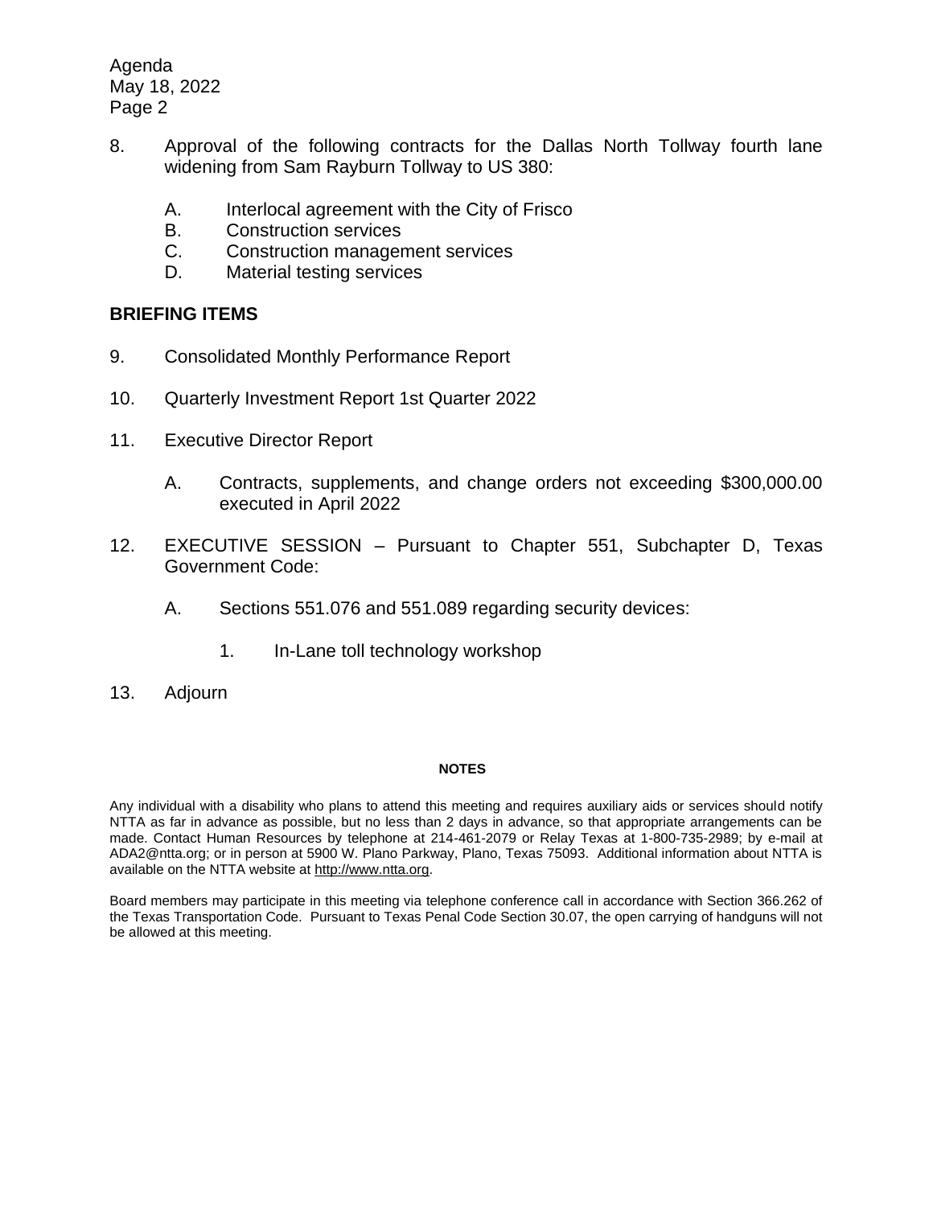8. Approval of the following contracts for the Dallas North Tollway fourth lane widening from Sam Rayburn Tollway to US 380:

   A. Interlocal agreement with the City of Frisco
   B. Construction services
   C. Construction management services
   D. Material testing services

## BRIEFING ITEMS

9. Consolidated Monthly Performance Report

10. Quarterly Investment Report 1st Quarter 2022

11. Executive Director Report

    A. Contracts, supplements, and change orders not exceeding $300,000.00 executed in April 2022

12. EXECUTIVE SESSION – Pursuant to Chapter 551, Subchapter D, Texas Government Code:

    A. Sections 551.076 and 551.089 regarding security devices:

       1. In-Lane toll technology workshop

13. Adjourn

**NOTES**

Any individual with a disability who plans to attend this meeting and requires auxiliary aids or services should notify NTTA as far in advance as possible, but no less than 2 days in advance, so that appropriate arrangements can be made. Contact Human Resources by telephone at 214-461-2079 or Relay Texas at 1-800-735-2989; by e-mail at ADA2@ntta.org; or in person at 5900 W. Plano Parkway, Plano, Texas 75093. Additional information about NTTA is available on the NTTA website at http://www.ntta.org.

Board members may participate in this meeting via telephone conference call in accordance with Section 366.262 of the Texas Transportation Code. Pursuant to Texas Penal Code Section 30.07, the open carrying of handguns will not be allowed at this meeting.